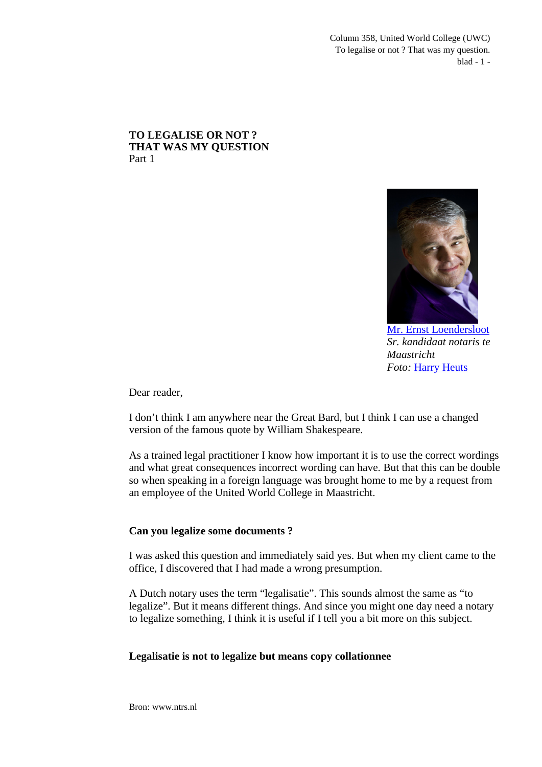# TO LEGALISE OR NOT ?
# THAT WAS MY QUESTION
Part 1

[Mr. Ernst Loendersloot](#)
*Sr. kandidaat notaris te Maastricht*
*Foto:* [Harry Heuts](#)

Dear reader,

I don't think I am anywhere near the Great Bard, but I think I can use a changed version of the famous quote by William Shakespeare.

As a trained legal practitioner I know how important it is to use the correct wordings and what great consequences incorrect wording can have. But that this can be double so when speaking in a foreign language was brought home to me by a request from an employee of the United World College in Maastricht.

## Can you legalize some documents ?

I was asked this question and immediately said yes. But when my client came to the office, I discovered that I had made a wrong presumption.

A Dutch notary uses the term "legalisatie". This sounds almost the same as "to legalize". But it means different things. And since you might one day need a notary to legalize something, I think it is useful if I tell you a bit more on this subject.

## Legalisatie is not to legalize but means copy collationnee

Bron: www.ntrs.nl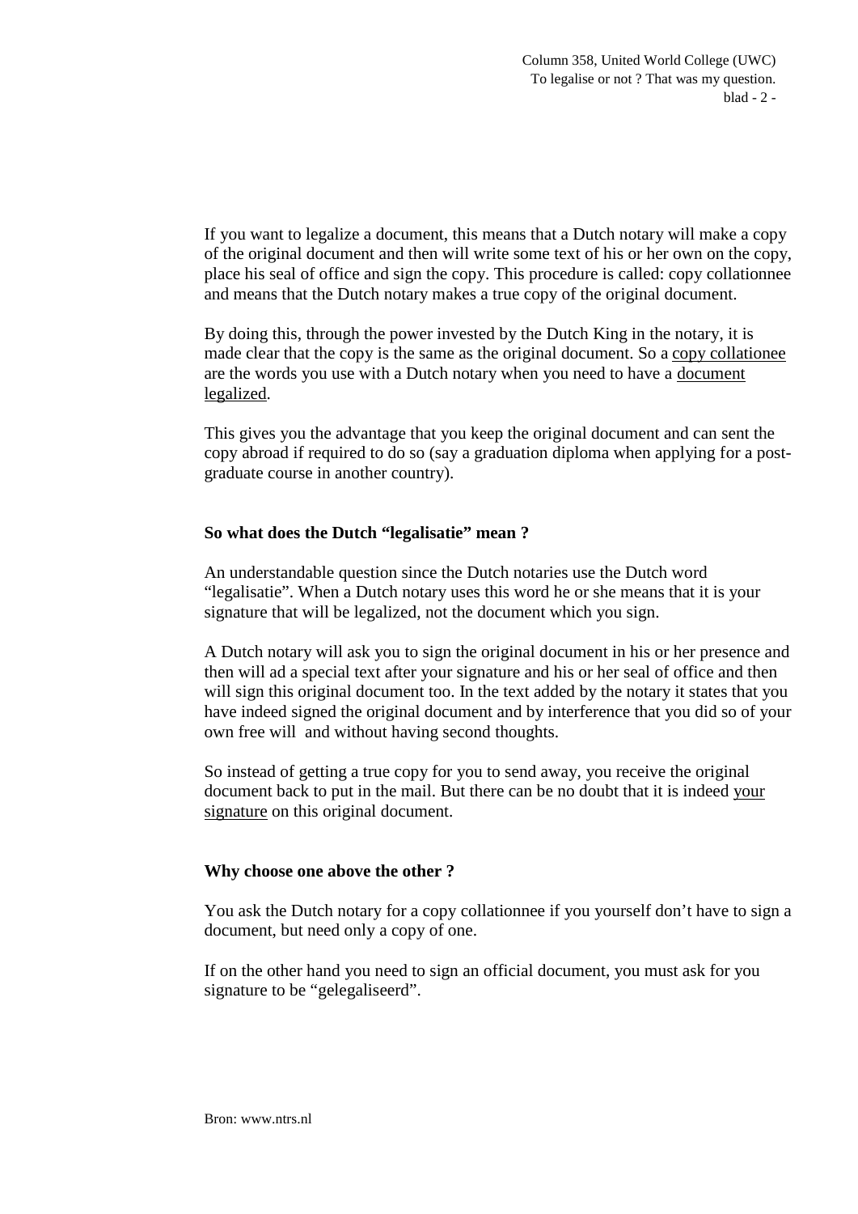If you want to legalize a document, this means that a Dutch notary will make a copy of the original document and then will write some text of his or her own on the copy, place his seal of office and sign the copy. This procedure is called: copy collationnee and means that the Dutch notary makes a true copy of the original document.

By doing this, through the power invested by the Dutch King in the notary, it is made clear that the copy is the same as the original document. So a copy collationee are the words you use with a Dutch notary when you need to have a document legalized.

This gives you the advantage that you keep the original document and can sent the copy abroad if required to do so (say a graduation diploma when applying for a post-graduate course in another country).

## So what does the Dutch "legalisatie" mean ?

An understandable question since the Dutch notaries use the Dutch word "legalisatie". When a Dutch notary uses this word he or she means that it is your signature that will be legalized, not the document which you sign.

A Dutch notary will ask you to sign the original document in his or her presence and then will ad a special text after your signature and his or her seal of office and then will sign this original document too. In the text added by the notary it states that you have indeed signed the original document and by interference that you did so of your own free will and without having second thoughts.

So instead of getting a true copy for you to send away, you receive the original document back to put in the mail. But there can be no doubt that it is indeed your signature on this original document.

## Why choose one above the other ?

You ask the Dutch notary for a copy collationnee if you yourself don't have to sign a document, but need only a copy of one.

If on the other hand you need to sign an official document, you must ask for you signature to be "gelegaliseerd".

Bron: www.ntrs.nl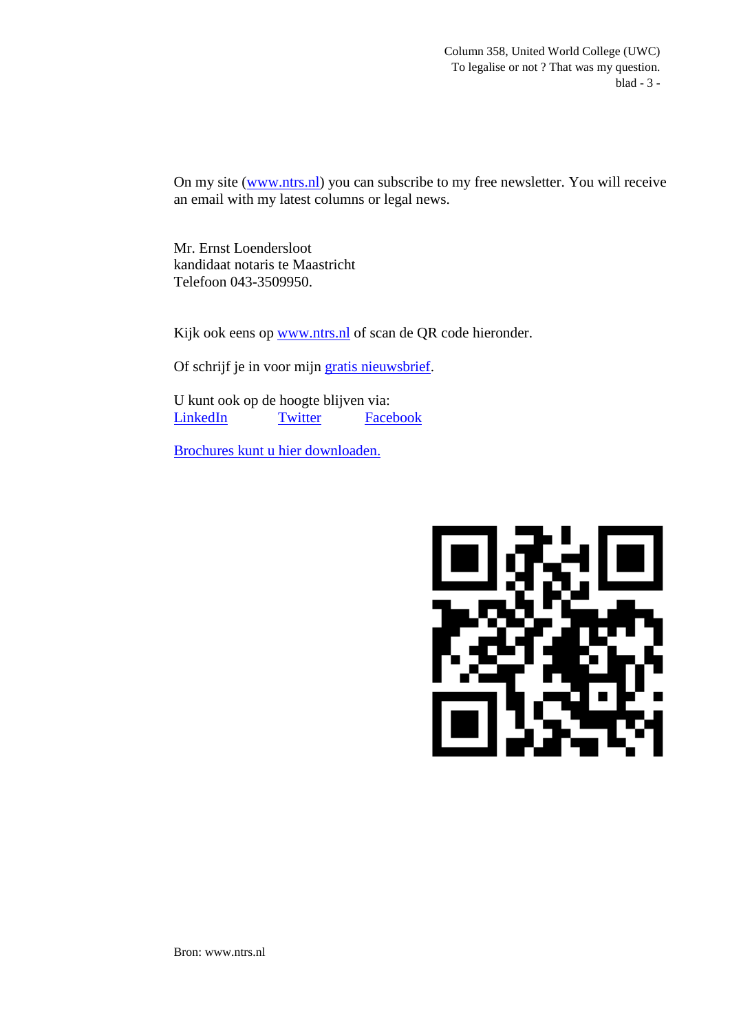On my site (www.ntrs.nl) you can subscribe to my free newsletter. You will receive an email with my latest columns or legal news.

Mr. Ernst Loendersloot
kandidaat notaris te Maastricht
Telefoon 043-3509950.

Kijk ook eens op www.ntrs.nl of scan de QR code hieronder.

Of schrijf je in voor mijn gratis nieuwsbrief.

U kunt ook op de hoogte blijven via:
LinkedIn Twitter Facebook

Brochures kunt u hier downloaden.

Bron: www.ntrs.nl